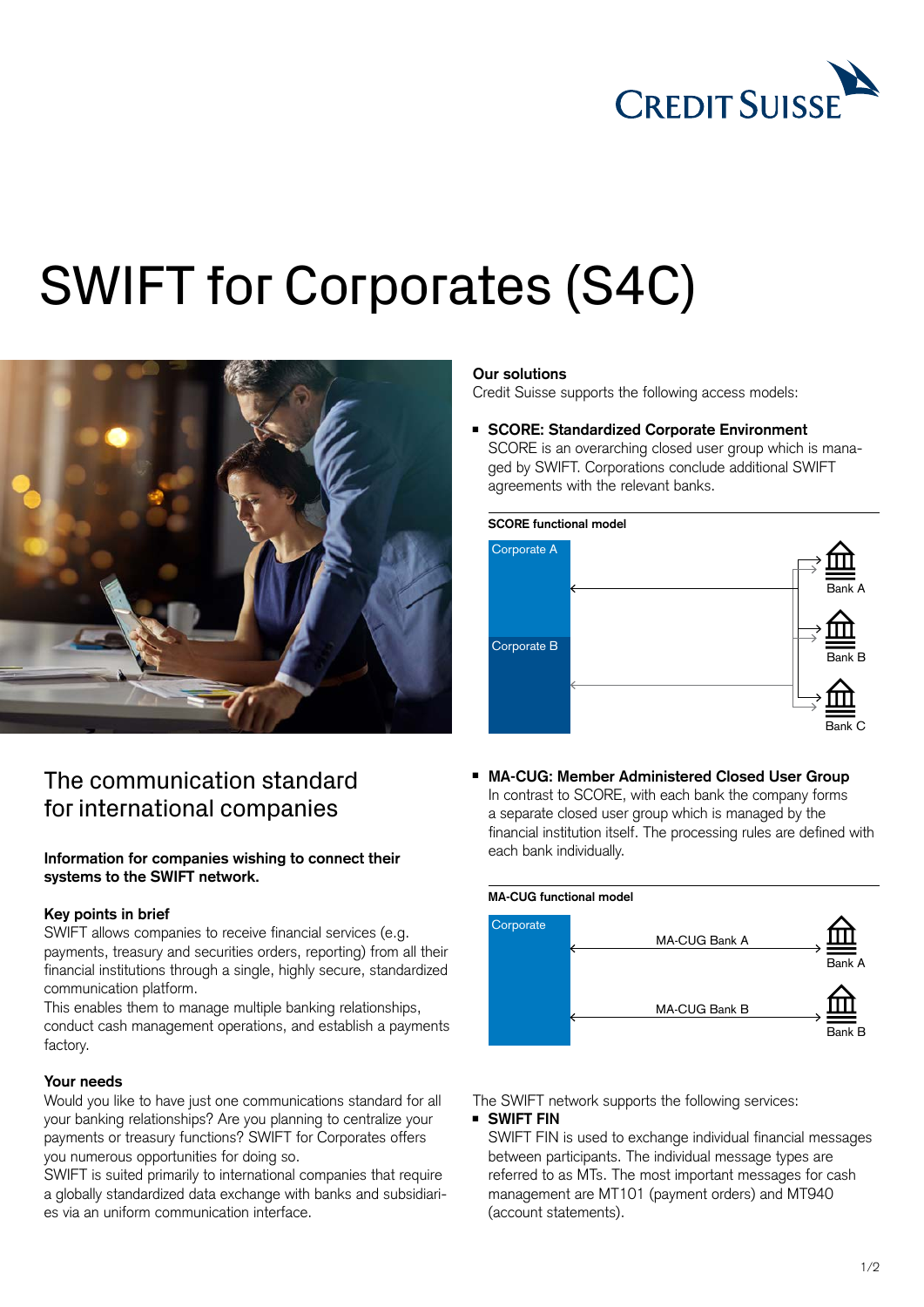# SWIFT for Corporates (S4C)

## The communication standard for international companies

**Information for companies wishing to connect their systems to the SWIFT network.**

**Key points in brief**
SWIFT allows companies to receive financial services (e.g. payments, treasury and securities orders, reporting) from all their financial institutions through a single, highly secure, standardized communication platform.
This enables them to manage multiple banking relationships, conduct cash management operations, and establish a payments factory.

**Your needs**
Would you like to have just one communications standard for all your banking relationships? Are you planning to centralize your payments or treasury functions? SWIFT for Corporates offers you numerous opportunities for doing so.
SWIFT is suited primarily to international companies that require a globally standardized data exchange with banks and subsidiaries via an uniform communication interface.

**Our solutions**
Credit Suisse supports the following access models:

- **SCORE: Standardized Corporate Environment**
  SCORE is an overarching closed user group which is managed by SWIFT. Corporations conclude additional SWIFT agreements with the relevant banks.

  **SCORE functional model**

  Corporate A, Corporate B — Bank A, Bank B, Bank C

- **MA-CUG: Member Administered Closed User Group**
  In contrast to SCORE, with each bank the company forms a separate closed user group which is managed by the financial institution itself. The processing rules are defined with each bank individually.

  **MA-CUG functional model**

  Corporate — MA-CUG Bank A — Bank A
  Corporate — MA-CUG Bank B — Bank B

The SWIFT network supports the following services:

- **SWIFT FIN**
  SWIFT FIN is used to exchange individual financial messages between participants. The individual message types are referred to as MTs. The most important messages for cash management are MT101 (payment orders) and MT940 (account statements).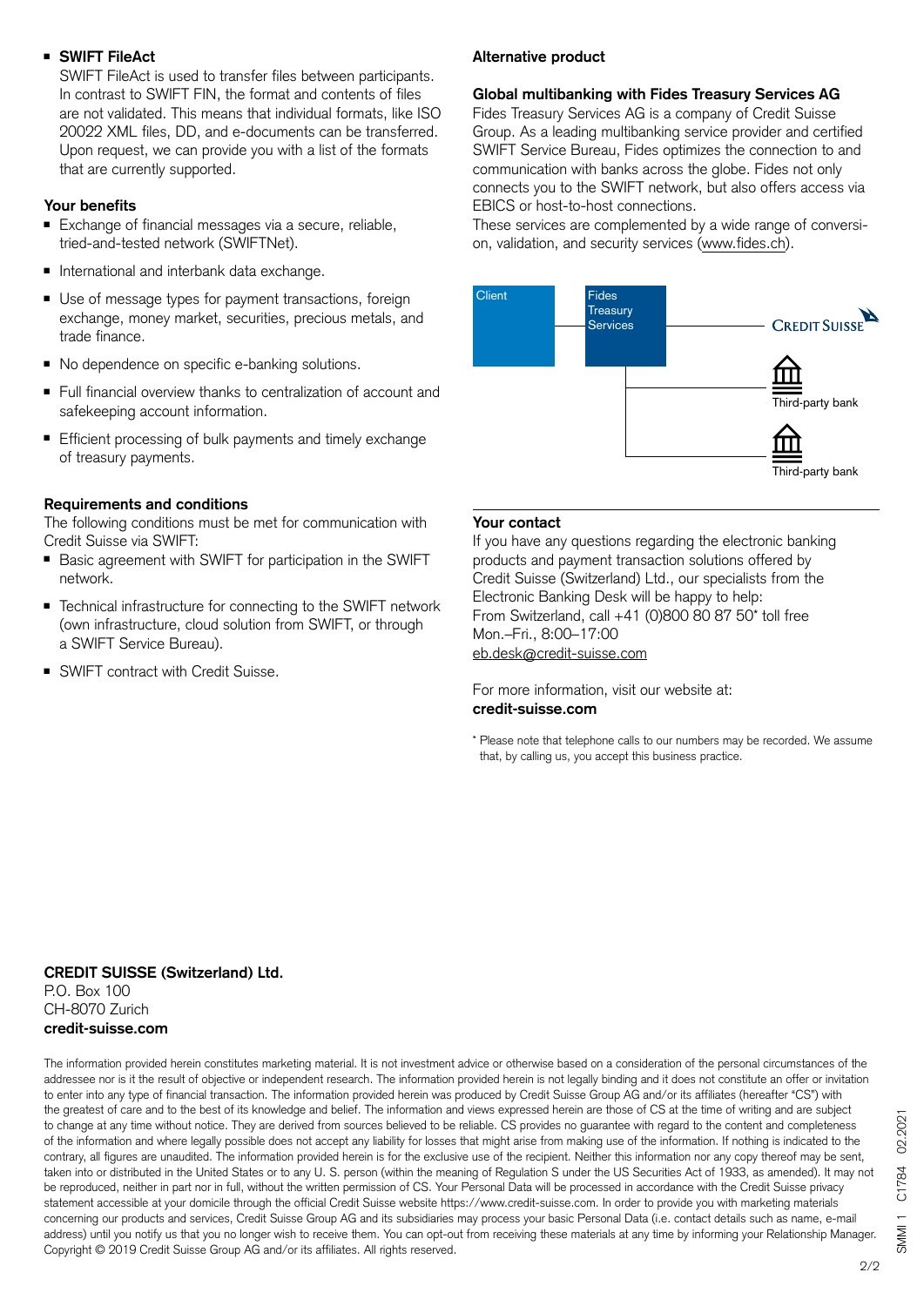- **SWIFT FileAct**

  SWIFT FileAct is used to transfer files between participants. In contrast to SWIFT FIN, the format and contents of files are not validated. This means that individual formats, like ISO 20022 XML files, DD, and e-documents can be transferred. Upon request, we can provide you with a list of the formats that are currently supported.

### Your benefits

- Exchange of financial messages via a secure, reliable, tried-and-tested network (SWIFTNet).
- International and interbank data exchange.
- Use of message types for payment transactions, foreign exchange, money market, securities, precious metals, and trade finance.
- No dependence on specific e-banking solutions.
- Full financial overview thanks to centralization of account and safekeeping account information.
- Efficient processing of bulk payments and timely exchange of treasury payments.

### Requirements and conditions

The following conditions must be met for communication with Credit Suisse via SWIFT:

- Basic agreement with SWIFT for participation in the SWIFT network.
- Technical infrastructure for connecting to the SWIFT network (own infrastructure, cloud solution from SWIFT, or through a SWIFT Service Bureau).
- SWIFT contract with Credit Suisse.

### Alternative product

### Global multibanking with Fides Treasury Services AG

Fides Treasury Services AG is a company of Credit Suisse Group. As a leading multibanking service provider and certified SWIFT Service Bureau, Fides optimizes the connection to and communication with banks across the globe. Fides not only connects you to the SWIFT network, but also offers access via EBICS or host-to-host connections.
These services are complemented by a wide range of conversion, validation, and security services (www.fides.ch).

Client

Fides Treasury Services

CREDIT SUISSE

Third-party bank

Third-party bank

### Your contact

If you have any questions regarding the electronic banking products and payment transaction solutions offered by Credit Suisse (Switzerland) Ltd., our specialists from the Electronic Banking Desk will be happy to help:
From Switzerland, call +41 (0)800 80 87 50* toll free
Mon.–Fri., 8:00–17:00
eb.desk@credit-suisse.com

For more information, visit our website at:
**credit-suisse.com**

\* Please note that telephone calls to our numbers may be recorded. We assume that, by calling us, you accept this business practice.

**CREDIT SUISSE (Switzerland) Ltd.**
P.O. Box 100
CH-8070 Zurich
**credit-suisse.com**

The information provided herein constitutes marketing material. It is not investment advice or otherwise based on a consideration of the personal circumstances of the addressee nor is it the result of objective or independent research. The information provided herein is not legally binding and it does not constitute an offer or invitation to enter into any type of financial transaction. The information provided herein was produced by Credit Suisse Group AG and/or its affiliates (hereafter "CS") with the greatest of care and to the best of its knowledge and belief. The information and views expressed herein are those of CS at the time of writing and are subject to change at any time without notice. They are derived from sources believed to be reliable. CS provides no guarantee with regard to the content and completeness of the information and where legally possible does not accept any liability for losses that might arise from making use of the information. If nothing is indicated to the contrary, all figures are unaudited. The information provided herein is for the exclusive use of the recipient. Neither this information nor any copy thereof may be sent, taken into or distributed in the United States or to any U. S. person (within the meaning of Regulation S under the US Securities Act of 1933, as amended). It may not be reproduced, neither in part nor in full, without the written permission of CS. Your Personal Data will be processed in accordance with the Credit Suisse privacy statement accessible at your domicile through the official Credit Suisse website https://www.credit-suisse.com. In order to provide you with marketing materials concerning our products and services, Credit Suisse Group AG and its subsidiaries may process your basic Personal Data (i.e. contact details such as name, e-mail address) until you notify us that you no longer wish to receive them. You can opt-out from receiving these materials at any time by informing your Relationship Manager. Copyright © 2019 Credit Suisse Group AG and/or its affiliates. All rights reserved.

SMMI 1 C1784 02.2021